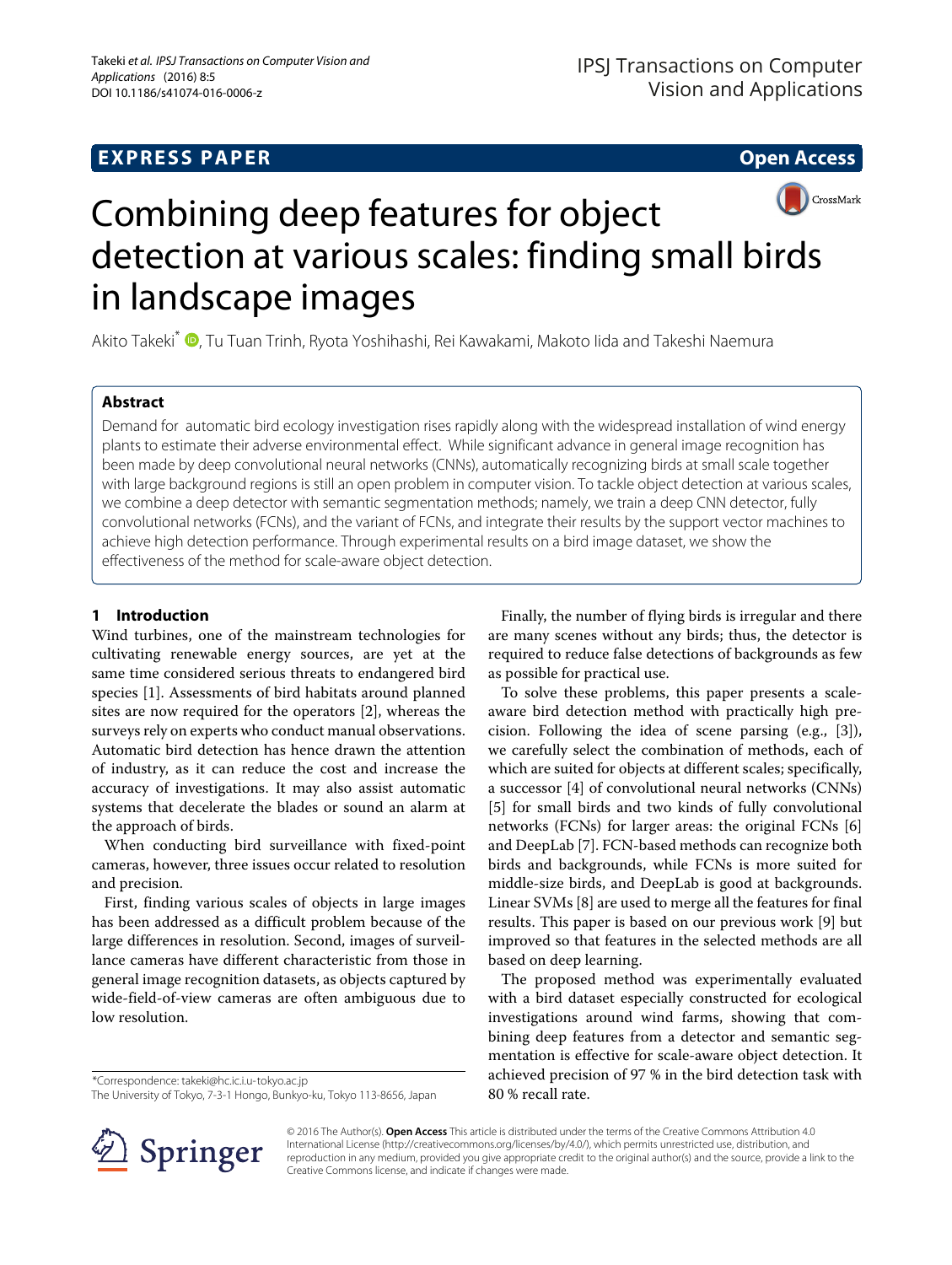**EXPRESS PAPER** **Open Access**

# Combining deep features for object detection at various scales: finding small birds in landscape images

Akito Takeki*, Tu Tuan Trinh, Ryota Yoshihashi, Rei Kawakami, Makoto Iida and Takeshi Naemura

## Abstract

Demand for automatic bird ecology investigation rises rapidly along with the widespread installation of wind energy plants to estimate their adverse environmental effect. While significant advance in general image recognition has been made by deep convolutional neural networks (CNNs), automatically recognizing birds at small scale together with large background regions is still an open problem in computer vision. To tackle object detection at various scales, we combine a deep detector with semantic segmentation methods; namely, we train a deep CNN detector, fully convolutional networks (FCNs), and the variant of FCNs, and integrate their results by the support vector machines to achieve high detection performance. Through experimental results on a bird image dataset, we show the effectiveness of the method for scale-aware object detection.

## 1 Introduction

Wind turbines, one of the mainstream technologies for cultivating renewable energy sources, are yet at the same time considered serious threats to endangered bird species [1]. Assessments of bird habitats around planned sites are now required for the operators [2], whereas the surveys rely on experts who conduct manual observations. Automatic bird detection has hence drawn the attention of industry, as it can reduce the cost and increase the accuracy of investigations. It may also assist automatic systems that decelerate the blades or sound an alarm at the approach of birds.

When conducting bird surveillance with fixed-point cameras, however, three issues occur related to resolution and precision.

First, finding various scales of objects in large images has been addressed as a difficult problem because of the large differences in resolution. Second, images of surveillance cameras have different characteristic from those in general image recognition datasets, as objects captured by wide-field-of-view cameras are often ambiguous due to low resolution.

Finally, the number of flying birds is irregular and there are many scenes without any birds; thus, the detector is required to reduce false detections of backgrounds as few as possible for practical use.

To solve these problems, this paper presents a scale-aware bird detection method with practically high precision. Following the idea of scene parsing (e.g., [3]), we carefully select the combination of methods, each of which are suited for objects at different scales; specifically, a successor [4] of convolutional neural networks (CNNs) [5] for small birds and two kinds of fully convolutional networks (FCNs) for larger areas: the original FCNs [6] and DeepLab [7]. FCN-based methods can recognize both birds and backgrounds, while FCNs is more suited for middle-size birds, and DeepLab is good at backgrounds. Linear SVMs [8] are used to merge all the features for final results. This paper is based on our previous work [9] but improved so that features in the selected methods are all based on deep learning.

The proposed method was experimentally evaluated with a bird dataset especially constructed for ecological investigations around wind farms, showing that combining deep features from a detector and semantic segmentation is effective for scale-aware object detection. It achieved precision of 97 % in the bird detection task with 80 % recall rate.

*Correspondence: takeki@hc.ic.i.u-tokyo.ac.jp
The University of Tokyo, 7-3-1 Hongo, Bunkyo-ku, Tokyo 113-8656, Japan

© 2016 The Author(s). **Open Access** This article is distributed under the terms of the Creative Commons Attribution 4.0 International License (http://creativecommons.org/licenses/by/4.0/), which permits unrestricted use, distribution, and reproduction in any medium, provided you give appropriate credit to the original author(s) and the source, provide a link to the Creative Commons license, and indicate if changes were made.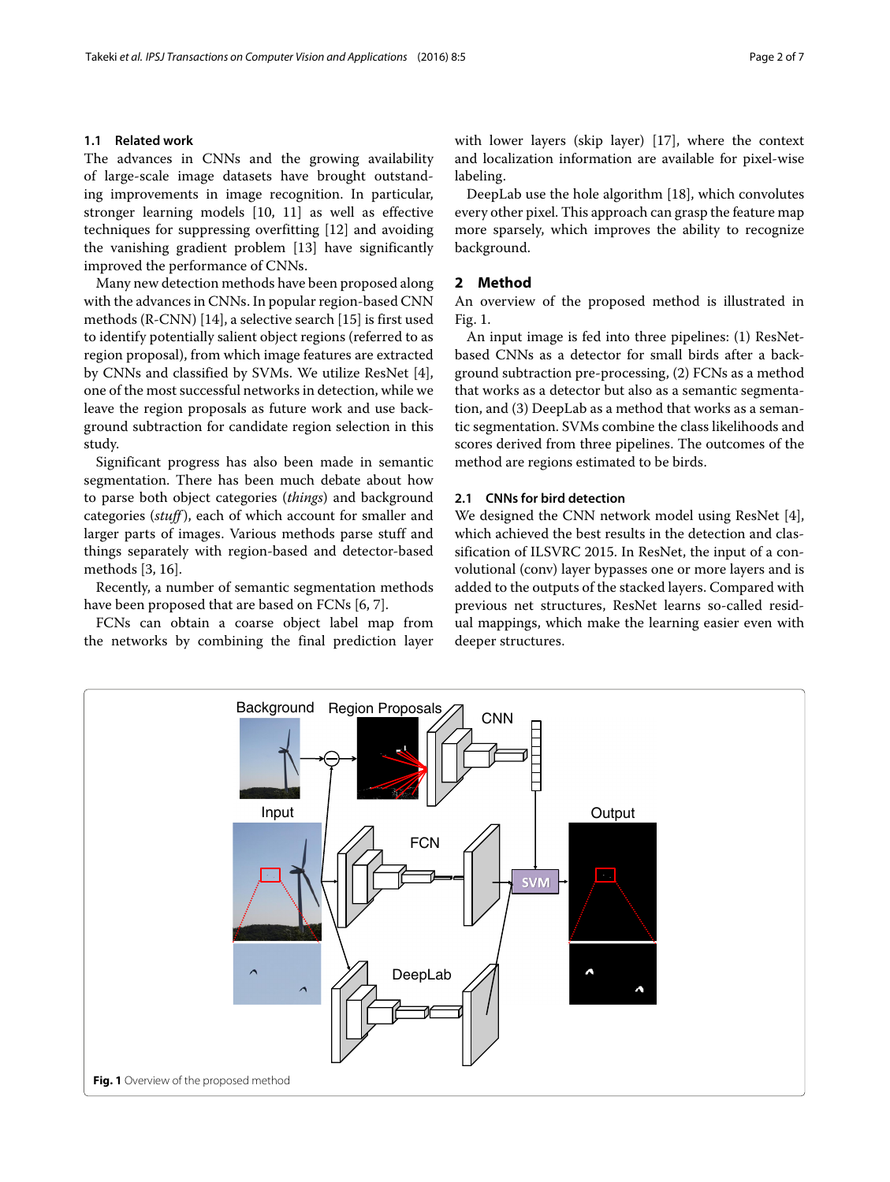### 1.1 Related work

The advances in CNNs and the growing availability of large-scale image datasets have brought outstanding improvements in image recognition. In particular, stronger learning models [10, 11] as well as effective techniques for suppressing overfitting [12] and avoiding the vanishing gradient problem [13] have significantly improved the performance of CNNs.

Many new detection methods have been proposed along with the advances in CNNs. In popular region-based CNN methods (R-CNN) [14], a selective search [15] is first used to identify potentially salient object regions (referred to as region proposal), from which image features are extracted by CNNs and classified by SVMs. We utilize ResNet [4], one of the most successful networks in detection, while we leave the region proposals as future work and use background subtraction for candidate region selection in this study.

Significant progress has also been made in semantic segmentation. There has been much debate about how to parse both object categories (*things*) and background categories (*stuff*), each of which account for smaller and larger parts of images. Various methods parse stuff and things separately with region-based and detector-based methods [3, 16].

Recently, a number of semantic segmentation methods have been proposed that are based on FCNs [6, 7].

FCNs can obtain a coarse object label map from the networks by combining the final prediction layer with lower layers (skip layer) [17], where the context and localization information are available for pixel-wise labeling.

DeepLab use the hole algorithm [18], which convolutes every other pixel. This approach can grasp the feature map more sparsely, which improves the ability to recognize background.

## 2 Method

An overview of the proposed method is illustrated in Fig. 1.

An input image is fed into three pipelines: (1) ResNet-based CNNs as a detector for small birds after a background subtraction pre-processing, (2) FCNs as a method that works as a detector but also as a semantic segmentation, and (3) DeepLab as a method that works as a semantic segmentation. SVMs combine the class likelihoods and scores derived from three pipelines. The outcomes of the method are regions estimated to be birds.

### 2.1 CNNs for bird detection

We designed the CNN network model using ResNet [4], which achieved the best results in the detection and classification of ILSVRC 2015. In ResNet, the input of a convolutional (conv) layer bypasses one or more layers and is added to the outputs of the stacked layers. Compared with previous net structures, ResNet learns so-called residual mappings, which make the learning easier even with deeper structures.

**Fig. 1** Overview of the proposed method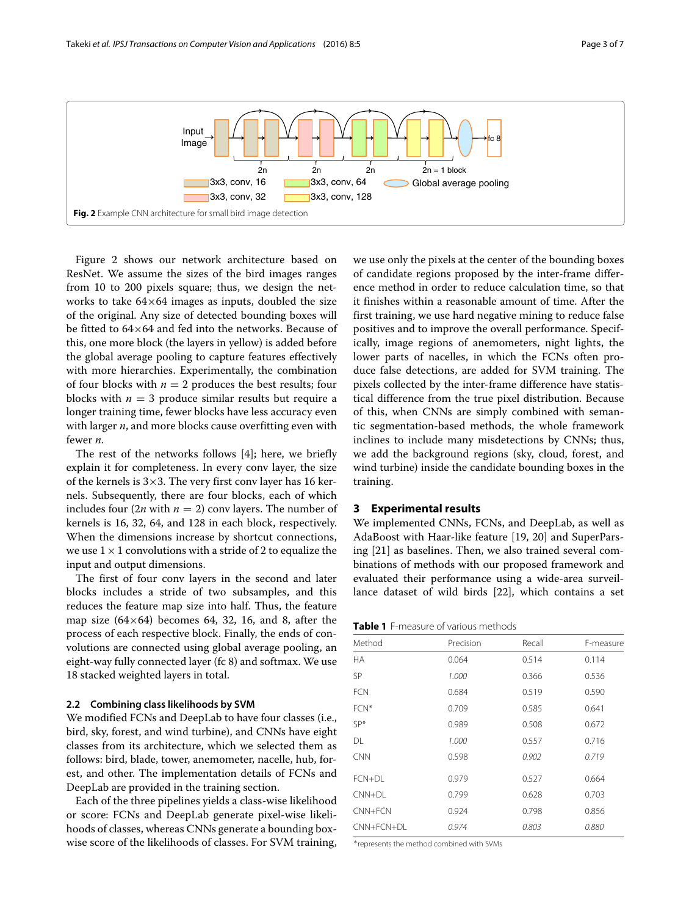Input Image

2n 2n 2n 2n = 1 block

fc 8

3x3, conv, 16
3x3, conv, 32
3x3, conv, 64
3x3, conv, 128
Global average pooling

**Fig. 2** Example CNN architecture for small bird image detection

Figure 2 shows our network architecture based on ResNet. We assume the sizes of the bird images ranges from 10 to 200 pixels square; thus, we design the networks to take 64×64 images as inputs, doubled the size of the original. Any size of detected bounding boxes will be fitted to 64×64 and fed into the networks. Because of this, one more block (the layers in yellow) is added before the global average pooling to capture features effectively with more hierarchies. Experimentally, the combination of four blocks with $n = 2$ produces the best results; four blocks with $n = 3$ produce similar results but require a longer training time, fewer blocks have less accuracy even with larger $n$, and more blocks cause overfitting even with fewer $n$.

The rest of the networks follows [4]; here, we briefly explain it for completeness. In every conv layer, the size of the kernels is 3×3. The very first conv layer has 16 kernels. Subsequently, there are four blocks, each of which includes four ($2n$ with $n = 2$) conv layers. The number of kernels is 16, 32, 64, and 128 in each block, respectively. When the dimensions increase by shortcut connections, we use $1 \times 1$ convolutions with a stride of 2 to equalize the input and output dimensions.

The first of four conv layers in the second and later blocks includes a stride of two subsamples, and this reduces the feature map size into half. Thus, the feature map size (64×64) becomes 64, 32, 16, and 8, after the process of each respective block. Finally, the ends of convolutions are connected using global average pooling, an eight-way fully connected layer (fc 8) and softmax. We use 18 stacked weighted layers in total.

### 2.2 Combining class likelihoods by SVM

We modified FCNs and DeepLab to have four classes (i.e., bird, sky, forest, and wind turbine), and CNNs have eight classes from its architecture, which we selected them as follows: bird, blade, tower, anemometer, nacelle, hub, forest, and other. The implementation details of FCNs and DeepLab are provided in the training section.

Each of the three pipelines yields a class-wise likelihood or score: FCNs and DeepLab generate pixel-wise likelihoods of classes, whereas CNNs generate a bounding box-wise score of the likelihoods of classes. For SVM training, we use only the pixels at the center of the bounding boxes of candidate regions proposed by the inter-frame difference method in order to reduce calculation time, so that it finishes within a reasonable amount of time. After the first training, we use hard negative mining to reduce false positives and to improve the overall performance. Specifically, image regions of anemometers, night lights, the lower parts of nacelles, in which the FCNs often produce false detections, are added for SVM training. The pixels collected by the inter-frame difference have statistical difference from the true pixel distribution. Because of this, when CNNs are simply combined with semantic segmentation-based methods, the whole framework inclines to include many misdetections by CNNs; thus, we add the background regions (sky, cloud, forest, and wind turbine) inside the candidate bounding boxes in the training.

## 3 Experimental results

We implemented CNNs, FCNs, and DeepLab, as well as AdaBoost with Haar-like feature [19, 20] and SuperParsing [21] as baselines. Then, we also trained several combinations of methods with our proposed framework and evaluated their performance using a wide-area surveillance dataset of wild birds [22], which contains a set

**Table 1** F-measure of various methods

| Method | Precision | Recall | F-measure |
|---|---|---|---|
| HA | 0.064 | 0.514 | 0.114 |
| SP | *1.000* | 0.366 | 0.536 |
| FCN | 0.684 | 0.519 | 0.590 |
| FCN* | 0.709 | 0.585 | 0.641 |
| SP* | 0.989 | 0.508 | 0.672 |
| DL | *1.000* | 0.557 | 0.716 |
| CNN | 0.598 | *0.902* | *0.719* |
| FCN+DL | 0.979 | 0.527 | 0.664 |
| CNN+DL | 0.799 | 0.628 | 0.703 |
| CNN+FCN | 0.924 | 0.798 | 0.856 |
| CNN+FCN+DL | *0.974* | *0.803* | *0.880* |

*represents the method combined with SVMs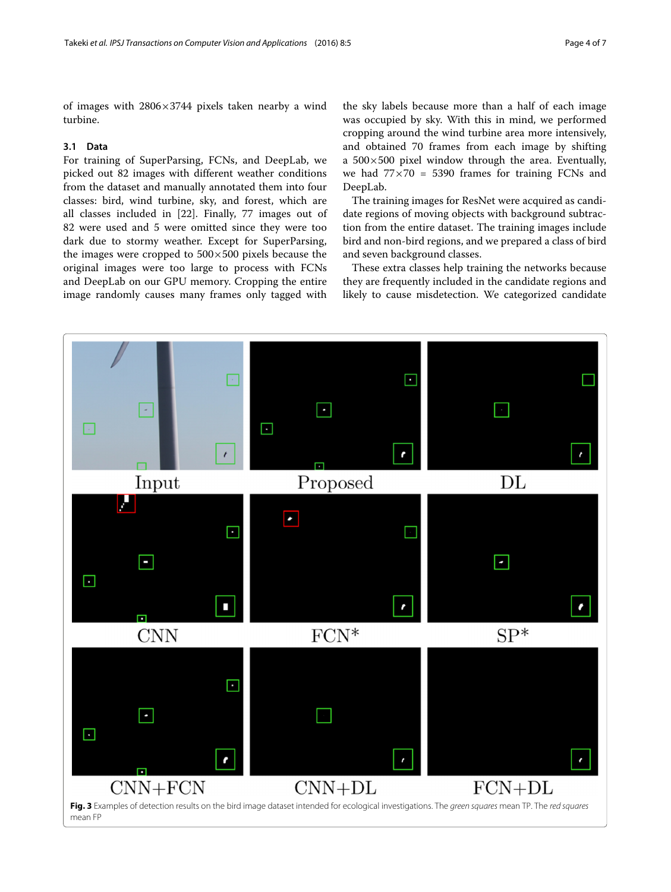of images with 2806×3744 pixels taken nearby a wind turbine.

### 3.1 Data

For training of SuperParsing, FCNs, and DeepLab, we picked out 82 images with different weather conditions from the dataset and manually annotated them into four classes: bird, wind turbine, sky, and forest, which are all classes included in [22]. Finally, 77 images out of 82 were used and 5 were omitted since they were too dark due to stormy weather. Except for SuperParsing, the images were cropped to 500×500 pixels because the original images were too large to process with FCNs and DeepLab on our GPU memory. Cropping the entire image randomly causes many frames only tagged with the sky labels because more than a half of each image was occupied by sky. With this in mind, we performed cropping around the wind turbine area more intensively, and obtained 70 frames from each image by shifting a 500×500 pixel window through the area. Eventually, we had 77×70 = 5390 frames for training FCNs and DeepLab.

The training images for ResNet were acquired as candidate regions of moving objects with background subtraction from the entire dataset. The training images include bird and non-bird regions, and we prepared a class of bird and seven background classes.

These extra classes help training the networks because they are frequently included in the candidate regions and likely to cause misdetection. We categorized candidate

**Fig. 3** Examples of detection results on the bird image dataset intended for ecological investigations. The *green squares* mean TP. The *red squares* mean FP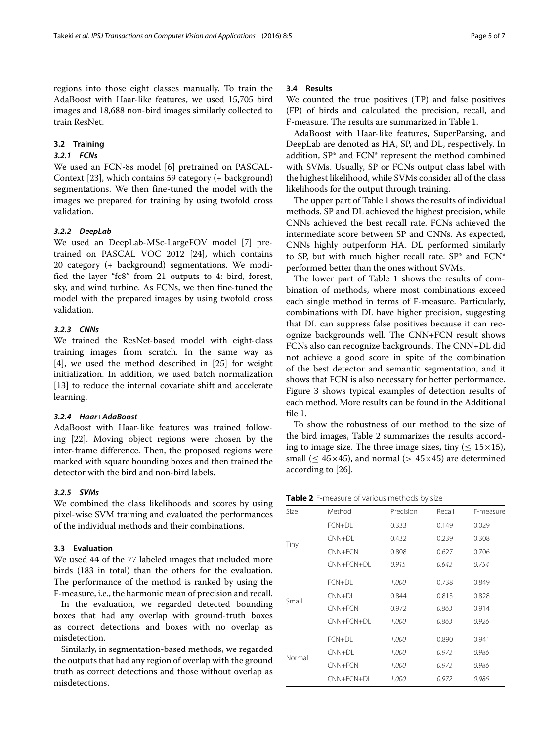regions into those eight classes manually. To train the AdaBoost with Haar-like features, we used 15,705 bird images and 18,688 non-bird images similarly collected to train ResNet.

### 3.2 Training

#### *3.2.1 FCNs*

We used an FCN-8s model [6] pretrained on PASCAL-Context [23], which contains 59 category (+ background) segmentations. We then fine-tuned the model with the images we prepared for training by using twofold cross validation.

#### *3.2.2 DeepLab*

We used an DeepLab-MSc-LargeFOV model [7] pretrained on PASCAL VOC 2012 [24], which contains 20 category (+ background) segmentations. We modified the layer "fc8" from 21 outputs to 4: bird, forest, sky, and wind turbine. As FCNs, we then fine-tuned the model with the prepared images by using twofold cross validation.

#### *3.2.3 CNNs*

We trained the ResNet-based model with eight-class training images from scratch. In the same way as [4], we used the method described in [25] for weight initialization. In addition, we used batch normalization [13] to reduce the internal covariate shift and accelerate learning.

#### *3.2.4 Haar+AdaBoost*

AdaBoost with Haar-like features was trained following [22]. Moving object regions were chosen by the inter-frame difference. Then, the proposed regions were marked with square bounding boxes and then trained the detector with the bird and non-bird labels.

#### *3.2.5 SVMs*

We combined the class likelihoods and scores by using pixel-wise SVM training and evaluated the performances of the individual methods and their combinations.

### 3.3 Evaluation

We used 44 of the 77 labeled images that included more birds (183 in total) than the others for the evaluation. The performance of the method is ranked by using the F-measure, i.e., the harmonic mean of precision and recall.

In the evaluation, we regarded detected bounding boxes that had any overlap with ground-truth boxes as correct detections and boxes with no overlap as misdetection.

Similarly, in segmentation-based methods, we regarded the outputs that had any region of overlap with the ground truth as correct detections and those without overlap as misdetections.

### 3.4 Results

We counted the true positives (TP) and false positives (FP) of birds and calculated the precision, recall, and F-measure. The results are summarized in Table 1.

AdaBoost with Haar-like features, SuperParsing, and DeepLab are denoted as HA, SP, and DL, respectively. In addition, SP* and FCN* represent the method combined with SVMs. Usually, SP or FCNs output class label with the highest likelihood, while SVMs consider all of the class likelihoods for the output through training.

The upper part of Table 1 shows the results of individual methods. SP and DL achieved the highest precision, while CNNs achieved the best recall rate. FCNs achieved the intermediate score between SP and CNNs. As expected, CNNs highly outperform HA. DL performed similarly to SP, but with much higher recall rate. SP* and FCN* performed better than the ones without SVMs.

The lower part of Table 1 shows the results of combination of methods, where most combinations exceed each single method in terms of F-measure. Particularly, combinations with DL have higher precision, suggesting that DL can suppress false positives because it can recognize backgrounds well. The CNN+FCN result shows FCNs also can recognize backgrounds. The CNN+DL did not achieve a good score in spite of the combination of the best detector and semantic segmentation, and it shows that FCN is also necessary for better performance. Figure 3 shows typical examples of detection results of each method. More results can be found in the Additional file 1.

To show the robustness of our method to the size of the bird images, Table 2 summarizes the results according to image size. The three image sizes, tiny ($\leq 15\times15$), small ($\leq 45\times45$), and normal ($> 45\times45$) are determined according to [26].

**Table 2** F-measure of various methods by size

| Size | Method | Precision | Recall | F-measure |
|---|---|---|---|---|
| Tiny | FCN+DL | 0.333 | 0.149 | 0.029 |
| | CNN+DL | 0.432 | 0.239 | 0.308 |
| | CNN+FCN | 0.808 | 0.627 | 0.706 |
| | CNN+FCN+DL | *0.915* | *0.642* | *0.754* |
| Small | FCN+DL | *1.000* | 0.738 | 0.849 |
| | CNN+DL | 0.844 | 0.813 | 0.828 |
| | CNN+FCN | 0.972 | *0.863* | 0.914 |
| | CNN+FCN+DL | *1.000* | *0.863* | *0.926* |
| Normal | FCN+DL | *1.000* | 0.890 | 0.941 |
| | CNN+DL | *1.000* | *0.972* | *0.986* |
| | CNN+FCN | *1.000* | *0.972* | *0.986* |
| | CNN+FCN+DL | *1.000* | *0.972* | *0.986* |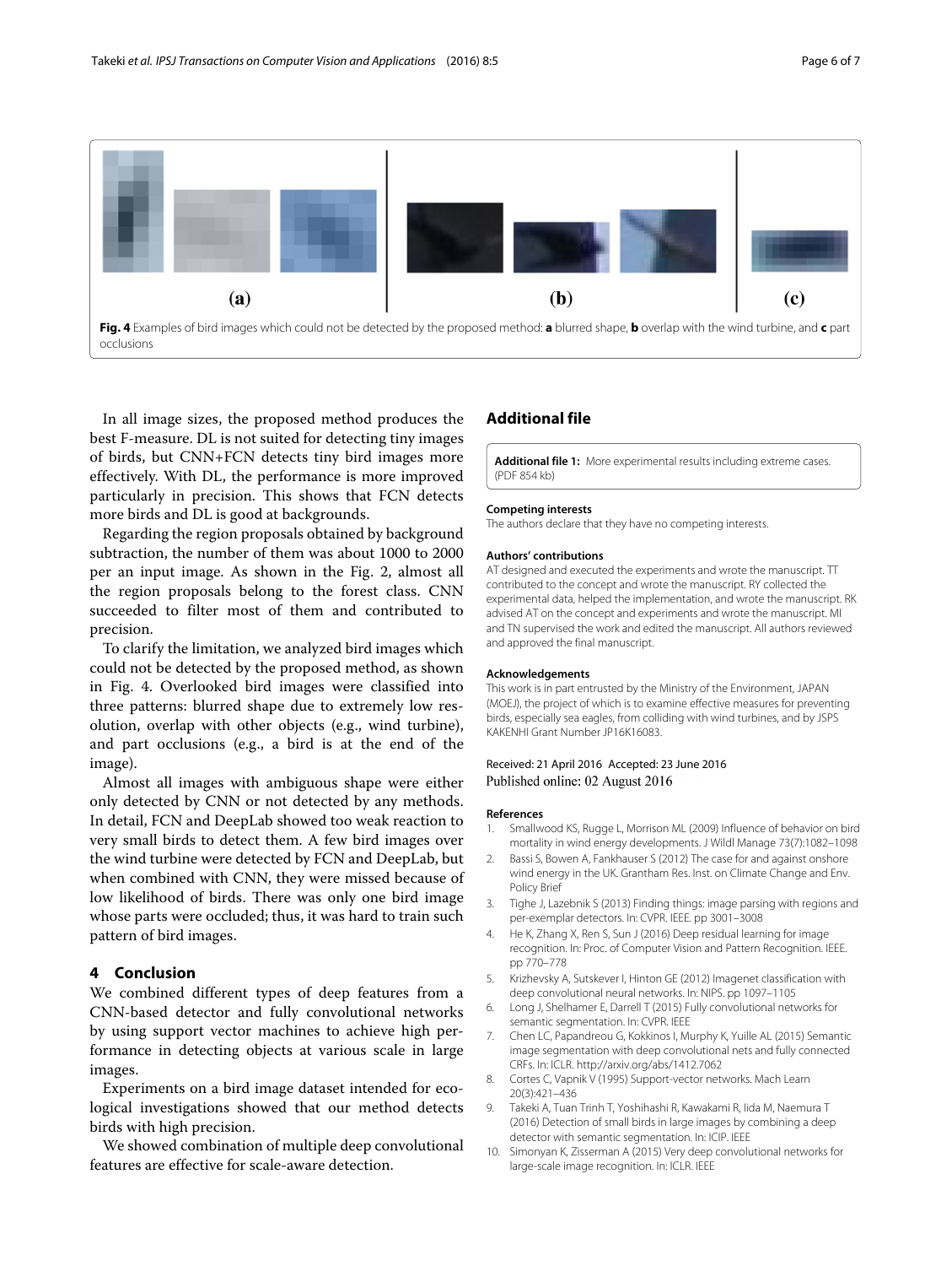(a) (b) (c)

**Fig. 4** Examples of bird images which could not be detected by the proposed method: **a** blurred shape, **b** overlap with the wind turbine, and **c** part occlusions

In all image sizes, the proposed method produces the best F-measure. DL is not suited for detecting tiny images of birds, but CNN+FCN detects tiny bird images more effectively. With DL, the performance is more improved particularly in precision. This shows that FCN detects more birds and DL is good at backgrounds.

Regarding the region proposals obtained by background subtraction, the number of them was about 1000 to 2000 per an input image. As shown in the Fig. 2, almost all the region proposals belong to the forest class. CNN succeeded to filter most of them and contributed to precision.

To clarify the limitation, we analyzed bird images which could not be detected by the proposed method, as shown in Fig. 4. Overlooked bird images were classified into three patterns: blurred shape due to extremely low resolution, overlap with other objects (e.g., wind turbine), and part occlusions (e.g., a bird is at the end of the image).

Almost all images with ambiguous shape were either only detected by CNN or not detected by any methods. In detail, FCN and DeepLab showed too weak reaction to very small birds to detect them. A few bird images over the wind turbine were detected by FCN and DeepLab, but when combined with CNN, they were missed because of low likelihood of birds. There was only one bird image whose parts were occluded; thus, it was hard to train such pattern of bird images.

## 4 Conclusion

We combined different types of deep features from a CNN-based detector and fully convolutional networks by using support vector machines to achieve high performance in detecting objects at various scale in large images.

Experiments on a bird image dataset intended for ecological investigations showed that our method detects birds with high precision.

We showed combination of multiple deep convolutional features are effective for scale-aware detection.

## Additional file

**Additional file 1:** More experimental results including extreme cases. (PDF 854 kb)

#### Competing interests

The authors declare that they have no competing interests.

#### Authors' contributions

AT designed and executed the experiments and wrote the manuscript. TT contributed to the concept and wrote the manuscript. RY collected the experimental data, helped the implementation, and wrote the manuscript. RK advised AT on the concept and experiments and wrote the manuscript. MI and TN supervised the work and edited the manuscript. All authors reviewed and approved the final manuscript.

#### Acknowledgements

This work is in part entrusted by the Ministry of the Environment, JAPAN (MOEJ), the project of which is to examine effective measures for preventing birds, especially sea eagles, from colliding with wind turbines, and by JSPS KAKENHI Grant Number JP16K16083.

Received: 21 April 2016 Accepted: 23 June 2016
Published online: 02 August 2016

#### References

1. Smallwood KS, Rugge L, Morrison ML (2009) Influence of behavior on bird mortality in wind energy developments. J Wildl Manage 73(7):1082–1098
2. Bassi S, Bowen A, Fankhauser S (2012) The case for and against onshore wind energy in the UK. Grantham Res. Inst. on Climate Change and Env. Policy Brief
3. Tighe J, Lazebnik S (2013) Finding things: image parsing with regions and per-exemplar detectors. In: CVPR. IEEE. pp 3001–3008
4. He K, Zhang X, Ren S, Sun J (2016) Deep residual learning for image recognition. In: Proc. of Computer Vision and Pattern Recognition. IEEE. pp 770–778
5. Krizhevsky A, Sutskever I, Hinton GE (2012) Imagenet classification with deep convolutional neural networks. In: NIPS. pp 1097–1105
6. Long J, Shelhamer E, Darrell T (2015) Fully convolutional networks for semantic segmentation. In: CVPR. IEEE
7. Chen LC, Papandreou G, Kokkinos I, Murphy K, Yuille AL (2015) Semantic image segmentation with deep convolutional nets and fully connected CRFs. In: ICLR. http://arxiv.org/abs/1412.7062
8. Cortes C, Vapnik V (1995) Support-vector networks. Mach Learn 20(3):421–436
9. Takeki A, Tuan Trinh T, Yoshihashi R, Kawakami R, Iida M, Naemura T (2016) Detection of small birds in large images by combining a deep detector with semantic segmentation. In: ICIP. IEEE
10. Simonyan K, Zisserman A (2015) Very deep convolutional networks for large-scale image recognition. In: ICLR. IEEE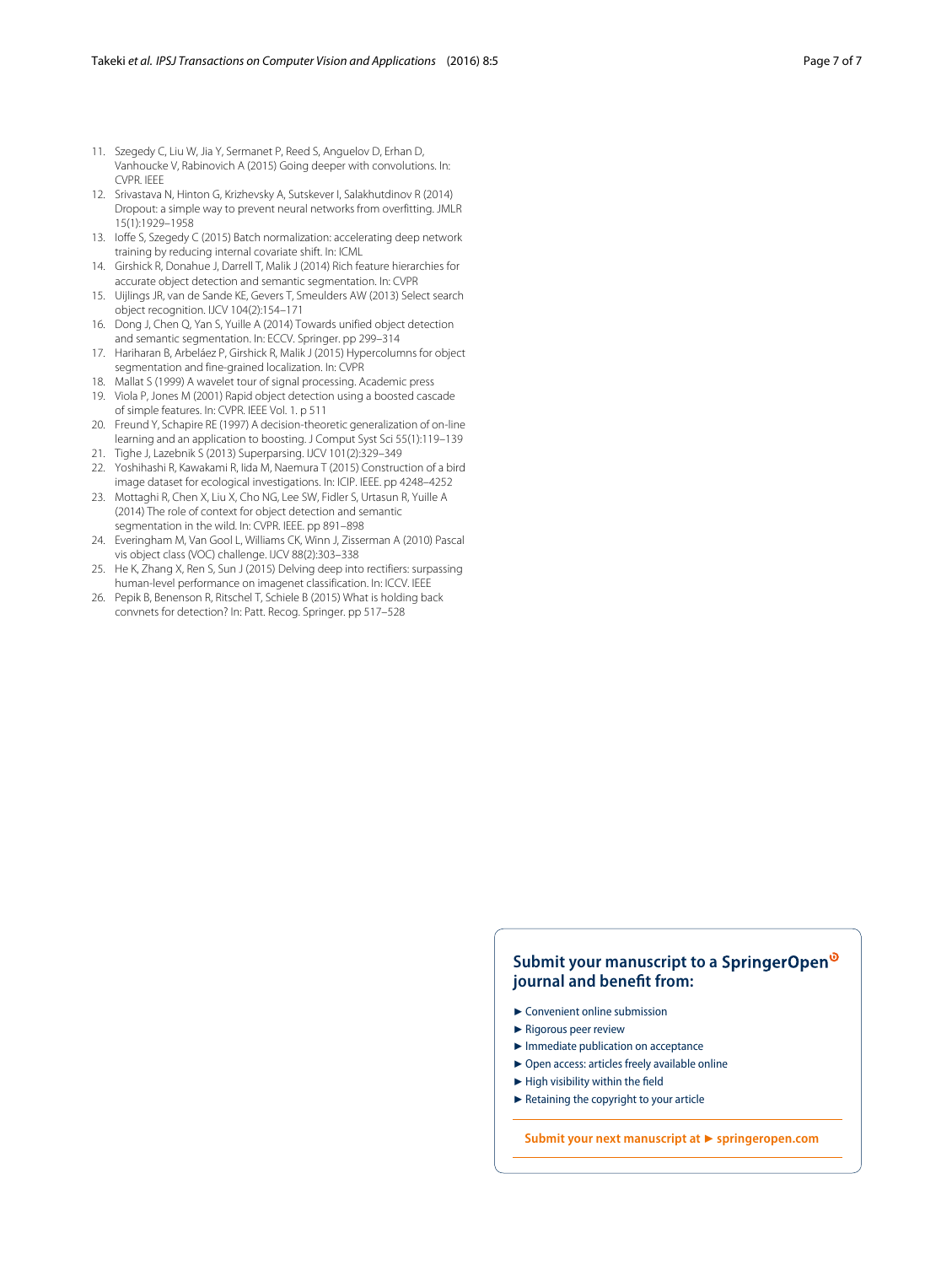11. Szegedy C, Liu W, Jia Y, Sermanet P, Reed S, Anguelov D, Erhan D, Vanhoucke V, Rabinovich A (2015) Going deeper with convolutions. In: CVPR. IEEE
12. Srivastava N, Hinton G, Krizhevsky A, Sutskever I, Salakhutdinov R (2014) Dropout: a simple way to prevent neural networks from overfitting. JMLR 15(1):1929–1958
13. Ioffe S, Szegedy C (2015) Batch normalization: accelerating deep network training by reducing internal covariate shift. In: ICML
14. Girshick R, Donahue J, Darrell T, Malik J (2014) Rich feature hierarchies for accurate object detection and semantic segmentation. In: CVPR
15. Uijlings JR, van de Sande KE, Gevers T, Smeulders AW (2013) Select search object recognition. IJCV 104(2):154–171
16. Dong J, Chen Q, Yan S, Yuille A (2014) Towards unified object detection and semantic segmentation. In: ECCV. Springer. pp 299–314
17. Hariharan B, Arbeláez P, Girshick R, Malik J (2015) Hypercolumns for object segmentation and fine-grained localization. In: CVPR
18. Mallat S (1999) A wavelet tour of signal processing. Academic press
19. Viola P, Jones M (2001) Rapid object detection using a boosted cascade of simple features. In: CVPR. IEEE Vol. 1. p 511
20. Freund Y, Schapire RE (1997) A decision-theoretic generalization of on-line learning and an application to boosting. J Comput Syst Sci 55(1):119–139
21. Tighe J, Lazebnik S (2013) Superparsing. IJCV 101(2):329–349
22. Yoshihashi R, Kawakami R, Iida M, Naemura T (2015) Construction of a bird image dataset for ecological investigations. In: ICIP. IEEE. pp 4248–4252
23. Mottaghi R, Chen X, Liu X, Cho NG, Lee SW, Fidler S, Urtasun R, Yuille A (2014) The role of context for object detection and semantic segmentation in the wild. In: CVPR. IEEE. pp 891–898
24. Everingham M, Van Gool L, Williams CK, Winn J, Zisserman A (2010) Pascal vis object class (VOC) challenge. IJCV 88(2):303–338
25. He K, Zhang X, Ren S, Sun J (2015) Delving deep into rectifiers: surpassing human-level performance on imagenet classification. In: ICCV. IEEE
26. Pepik B, Benenson R, Ritschel T, Schiele B (2015) What is holding back convnets for detection? In: Patt. Recog. Springer. pp 517–528

**Submit your manuscript to a SpringerOpen journal and benefit from:**

- ► Convenient online submission
- ► Rigorous peer review
- ► Immediate publication on acceptance
- ► Open access: articles freely available online
- ► High visibility within the field
- ► Retaining the copyright to your article

**Submit your next manuscript at ► springeropen.com**